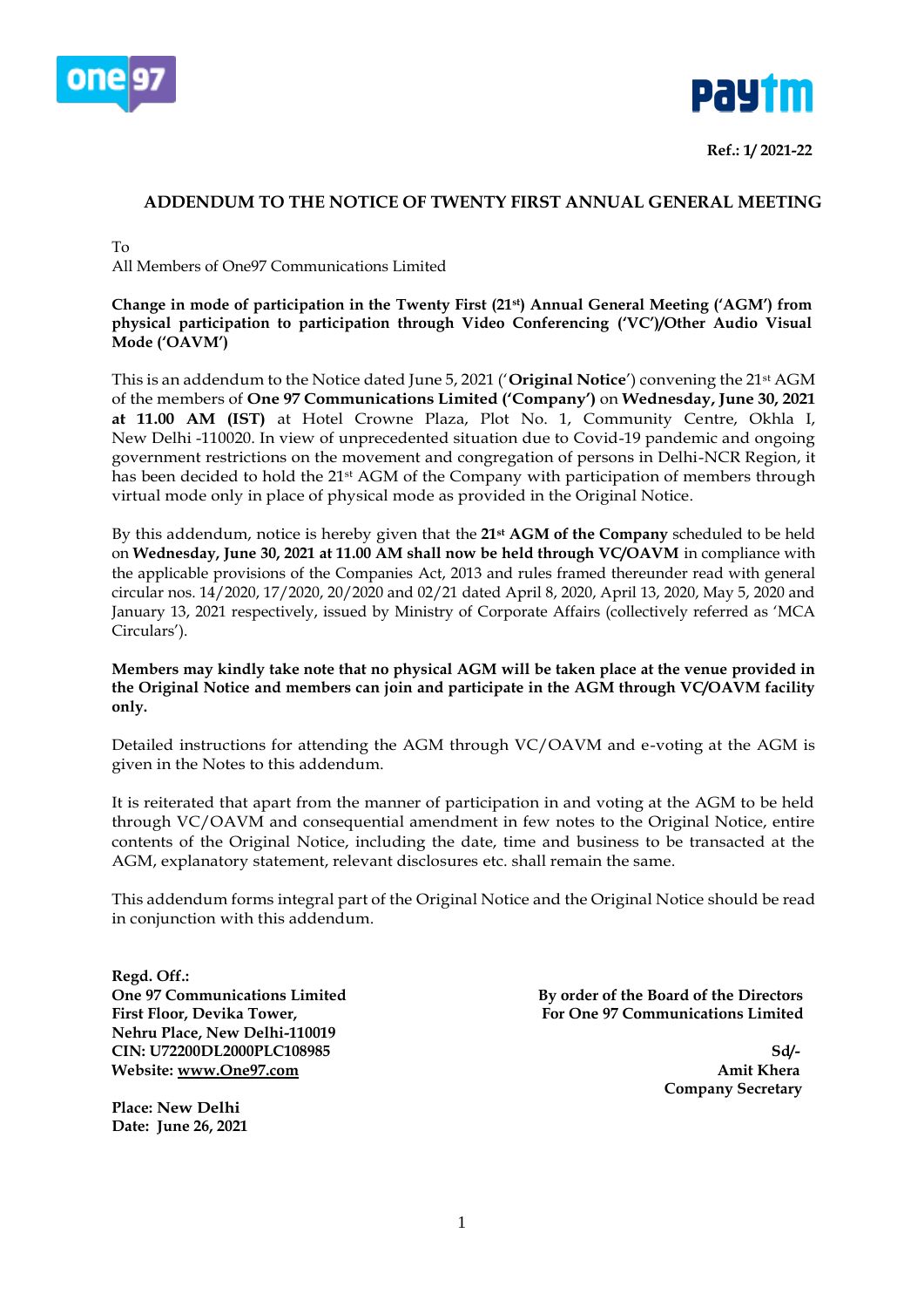Ref.: 1/ 2021-22

## ADDENDUM TO THE NOTICE OF TWENTY FIRST ANNUAL GENERAL MEETING

To
All Members of One97 Communications Limited

**Change in mode of participation in the Twenty First (21st) Annual General Meeting ('AGM') from physical participation to participation through Video Conferencing ('VC')/Other Audio Visual Mode ('OAVM')**

This is an addendum to the Notice dated June 5, 2021 ('**Original Notice**') convening the 21st AGM of the members of **One 97 Communications Limited ('Company')** on **Wednesday, June 30, 2021 at 11.00 AM (IST)** at Hotel Crowne Plaza, Plot No. 1, Community Centre, Okhla I, New Delhi -110020. In view of unprecedented situation due to Covid-19 pandemic and ongoing government restrictions on the movement and congregation of persons in Delhi-NCR Region, it has been decided to hold the 21st AGM of the Company with participation of members through virtual mode only in place of physical mode as provided in the Original Notice.

By this addendum, notice is hereby given that the **21st AGM of the Company** scheduled to be held on **Wednesday, June 30, 2021 at 11.00 AM shall now be held through VC/OAVM** in compliance with the applicable provisions of the Companies Act, 2013 and rules framed thereunder read with general circular nos. 14/2020, 17/2020, 20/2020 and 02/21 dated April 8, 2020, April 13, 2020, May 5, 2020 and January 13, 2021 respectively, issued by Ministry of Corporate Affairs (collectively referred as 'MCA Circulars').

**Members may kindly take note that no physical AGM will be taken place at the venue provided in the Original Notice and members can join and participate in the AGM through VC/OAVM facility only.**

Detailed instructions for attending the AGM through VC/OAVM and e-voting at the AGM is given in the Notes to this addendum.

It is reiterated that apart from the manner of participation in and voting at the AGM to be held through VC/OAVM and consequential amendment in few notes to the Original Notice, entire contents of the Original Notice, including the date, time and business to be transacted at the AGM, explanatory statement, relevant disclosures etc. shall remain the same.

This addendum forms integral part of the Original Notice and the Original Notice should be read in conjunction with this addendum.

**Regd. Off.:**
**One 97 Communications Limited**
**First Floor, Devika Tower,**
**Nehru Place, New Delhi-110019**
**CIN: U72200DL2000PLC108985**
**Website: www.One97.com**

**By order of the Board of the Directors**
**For One 97 Communications Limited**

**Sd/-**
**Amit Khera**
**Company Secretary**

**Place: New Delhi**
**Date: June 26, 2021**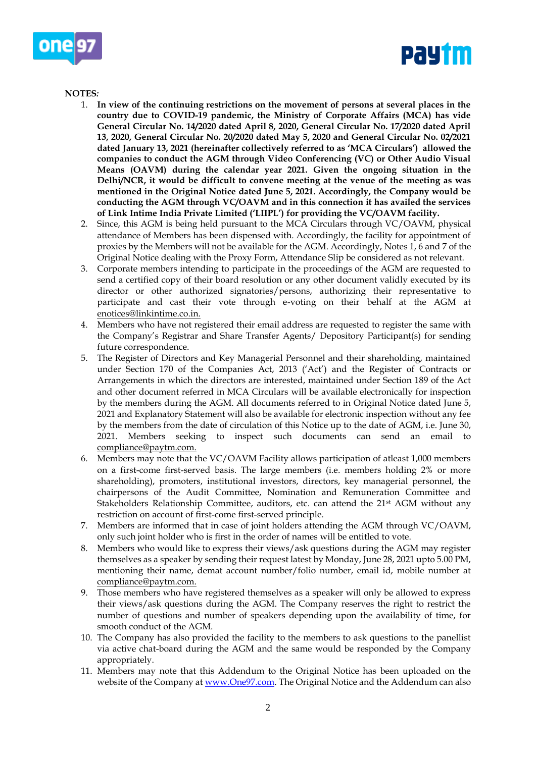NOTES*:*

1. **In view of the continuing restrictions on the movement of persons at several places in the country due to COVID-19 pandemic, the Ministry of Corporate Affairs (MCA) has vide General Circular No. 14/2020 dated April 8, 2020, General Circular No. 17/2020 dated April 13, 2020, General Circular No. 20/2020 dated May 5, 2020 and General Circular No. 02/2021 dated January 13, 2021 (hereinafter collectively referred to as 'MCA Circulars') allowed the companies to conduct the AGM through Video Conferencing (VC) or Other Audio Visual Means (OAVM) during the calendar year 2021. Given the ongoing situation in the Delhi/NCR, it would be difficult to convene meeting at the venue of the meeting as was mentioned in the Original Notice dated June 5, 2021. Accordingly, the Company would be conducting the AGM through VC/OAVM and in this connection it has availed the services of Link Intime India Private Limited ('LIIPL') for providing the VC/OAVM facility.**
2. Since, this AGM is being held pursuant to the MCA Circulars through VC/OAVM, physical attendance of Members has been dispensed with. Accordingly, the facility for appointment of proxies by the Members will not be available for the AGM. Accordingly, Notes 1, 6 and 7 of the Original Notice dealing with the Proxy Form, Attendance Slip be considered as not relevant.
3. Corporate members intending to participate in the proceedings of the AGM are requested to send a certified copy of their board resolution or any other document validly executed by its director or other authorized signatories/persons, authorizing their representative to participate and cast their vote through e-voting on their behalf at the AGM at enotices@linkintime.co.in.
4. Members who have not registered their email address are requested to register the same with the Company's Registrar and Share Transfer Agents/ Depository Participant(s) for sending future correspondence.
5. The Register of Directors and Key Managerial Personnel and their shareholding, maintained under Section 170 of the Companies Act, 2013 ('Act') and the Register of Contracts or Arrangements in which the directors are interested, maintained under Section 189 of the Act and other document referred in MCA Circulars will be available electronically for inspection by the members during the AGM. All documents referred to in Original Notice dated June 5, 2021 and Explanatory Statement will also be available for electronic inspection without any fee by the members from the date of circulation of this Notice up to the date of AGM, i.e. June 30, 2021. Members seeking to inspect such documents can send an email to compliance@paytm.com.
6. Members may note that the VC/OAVM Facility allows participation of atleast 1,000 members on a first-come first-served basis. The large members (i.e. members holding 2% or more shareholding), promoters, institutional investors, directors, key managerial personnel, the chairpersons of the Audit Committee, Nomination and Remuneration Committee and Stakeholders Relationship Committee, auditors, etc. can attend the 21st AGM without any restriction on account of first-come first-served principle.
7. Members are informed that in case of joint holders attending the AGM through VC/OAVM, only such joint holder who is first in the order of names will be entitled to vote.
8. Members who would like to express their views/ask questions during the AGM may register themselves as a speaker by sending their request latest by Monday, June 28, 2021 upto 5.00 PM, mentioning their name, demat account number/folio number, email id, mobile number at compliance@paytm.com.
9. Those members who have registered themselves as a speaker will only be allowed to express their views/ask questions during the AGM. The Company reserves the right to restrict the number of questions and number of speakers depending upon the availability of time, for smooth conduct of the AGM.
10. The Company has also provided the facility to the members to ask questions to the panellist via active chat-board during the AGM and the same would be responded by the Company appropriately.
11. Members may note that this Addendum to the Original Notice has been uploaded on the website of the Company at www.One97.com. The Original Notice and the Addendum can also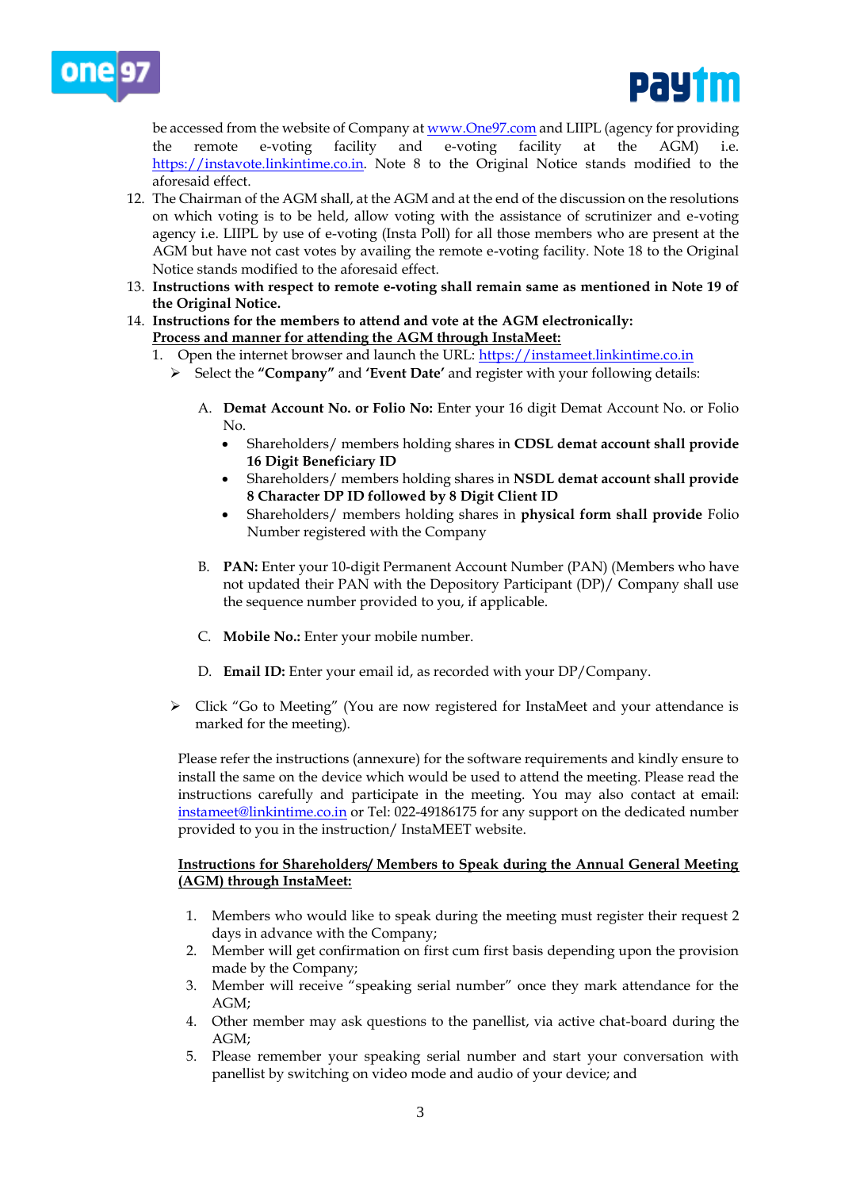be accessed from the website of Company at www.One97.com and LIIPL (agency for providing the remote e-voting facility and e-voting facility at the AGM) i.e. https://instavote.linkintime.co.in. Note 8 to the Original Notice stands modified to the aforesaid effect.

12. The Chairman of the AGM shall, at the AGM and at the end of the discussion on the resolutions on which voting is to be held, allow voting with the assistance of scrutinizer and e-voting agency i.e. LIIPL by use of e-voting (Insta Poll) for all those members who are present at the AGM but have not cast votes by availing the remote e-voting facility. Note 18 to the Original Notice stands modified to the aforesaid effect.
13. **Instructions with respect to remote e-voting shall remain same as mentioned in Note 19 of the Original Notice.**
14. **Instructions for the members to attend and vote at the AGM electronically:**
    **<u>Process and manner for attending the AGM through InstaMeet:</u>**
    1. Open the internet browser and launch the URL: https://instameet.linkintime.co.in
       - Select the **"Company"** and **'Event Date'** and register with your following details:

         A. **Demat Account No. or Folio No:** Enter your 16 digit Demat Account No. or Folio No.
            - Shareholders/ members holding shares in **CDSL demat account shall provide 16 Digit Beneficiary ID**
            - Shareholders/ members holding shares in **NSDL demat account shall provide 8 Character DP ID followed by 8 Digit Client ID**
            - Shareholders/ members holding shares in **physical form shall provide** Folio Number registered with the Company

         B. **PAN:** Enter your 10-digit Permanent Account Number (PAN) (Members who have not updated their PAN with the Depository Participant (DP)/ Company shall use the sequence number provided to you, if applicable.

         C. **Mobile No.:** Enter your mobile number.

         D. **Email ID:** Enter your email id, as recorded with your DP/Company.

       - Click "Go to Meeting" (You are now registered for InstaMeet and your attendance is marked for the meeting).

    Please refer the instructions (annexure) for the software requirements and kindly ensure to install the same on the device which would be used to attend the meeting. Please read the instructions carefully and participate in the meeting. You may also contact at email: instameet@linkintime.co.in or Tel: 022-49186175 for any support on the dedicated number provided to you in the instruction/ InstaMEET website.

    **<u>Instructions for Shareholders/ Members to Speak during the Annual General Meeting (AGM) through InstaMeet:</u>**

    1. Members who would like to speak during the meeting must register their request 2 days in advance with the Company;
    2. Member will get confirmation on first cum first basis depending upon the provision made by the Company;
    3. Member will receive "speaking serial number" once they mark attendance for the AGM;
    4. Other member may ask questions to the panellist, via active chat-board during the AGM;
    5. Please remember your speaking serial number and start your conversation with panellist by switching on video mode and audio of your device; and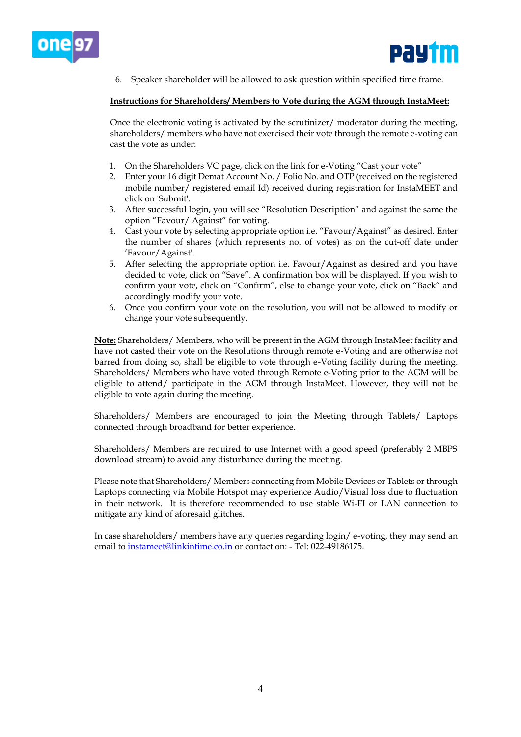6. Speaker shareholder will be allowed to ask question within specified time frame.

**Instructions for Shareholders/ Members to Vote during the AGM through InstaMeet:**

Once the electronic voting is activated by the scrutinizer/ moderator during the meeting, shareholders/ members who have not exercised their vote through the remote e-voting can cast the vote as under:

1. On the Shareholders VC page, click on the link for e-Voting "Cast your vote"
2. Enter your 16 digit Demat Account No. / Folio No. and OTP (received on the registered mobile number/ registered email Id) received during registration for InstaMEET and click on 'Submit'.
3. After successful login, you will see "Resolution Description" and against the same the option "Favour/ Against" for voting.
4. Cast your vote by selecting appropriate option i.e. "Favour/Against" as desired. Enter the number of shares (which represents no. of votes) as on the cut-off date under 'Favour/Against'.
5. After selecting the appropriate option i.e. Favour/Against as desired and you have decided to vote, click on "Save". A confirmation box will be displayed. If you wish to confirm your vote, click on "Confirm", else to change your vote, click on "Back" and accordingly modify your vote.
6. Once you confirm your vote on the resolution, you will not be allowed to modify or change your vote subsequently.

**Note:** Shareholders/ Members, who will be present in the AGM through InstaMeet facility and have not casted their vote on the Resolutions through remote e-Voting and are otherwise not barred from doing so, shall be eligible to vote through e-Voting facility during the meeting. Shareholders/ Members who have voted through Remote e-Voting prior to the AGM will be eligible to attend/ participate in the AGM through InstaMeet. However, they will not be eligible to vote again during the meeting.

Shareholders/ Members are encouraged to join the Meeting through Tablets/ Laptops connected through broadband for better experience.

Shareholders/ Members are required to use Internet with a good speed (preferably 2 MBPS download stream) to avoid any disturbance during the meeting.

Please note that Shareholders/ Members connecting from Mobile Devices or Tablets or through Laptops connecting via Mobile Hotspot may experience Audio/Visual loss due to fluctuation in their network. It is therefore recommended to use stable Wi-FI or LAN connection to mitigate any kind of aforesaid glitches.

In case shareholders/ members have any queries regarding login/ e-voting, they may send an email to instameet@linkintime.co.in or contact on: - Tel: 022-49186175.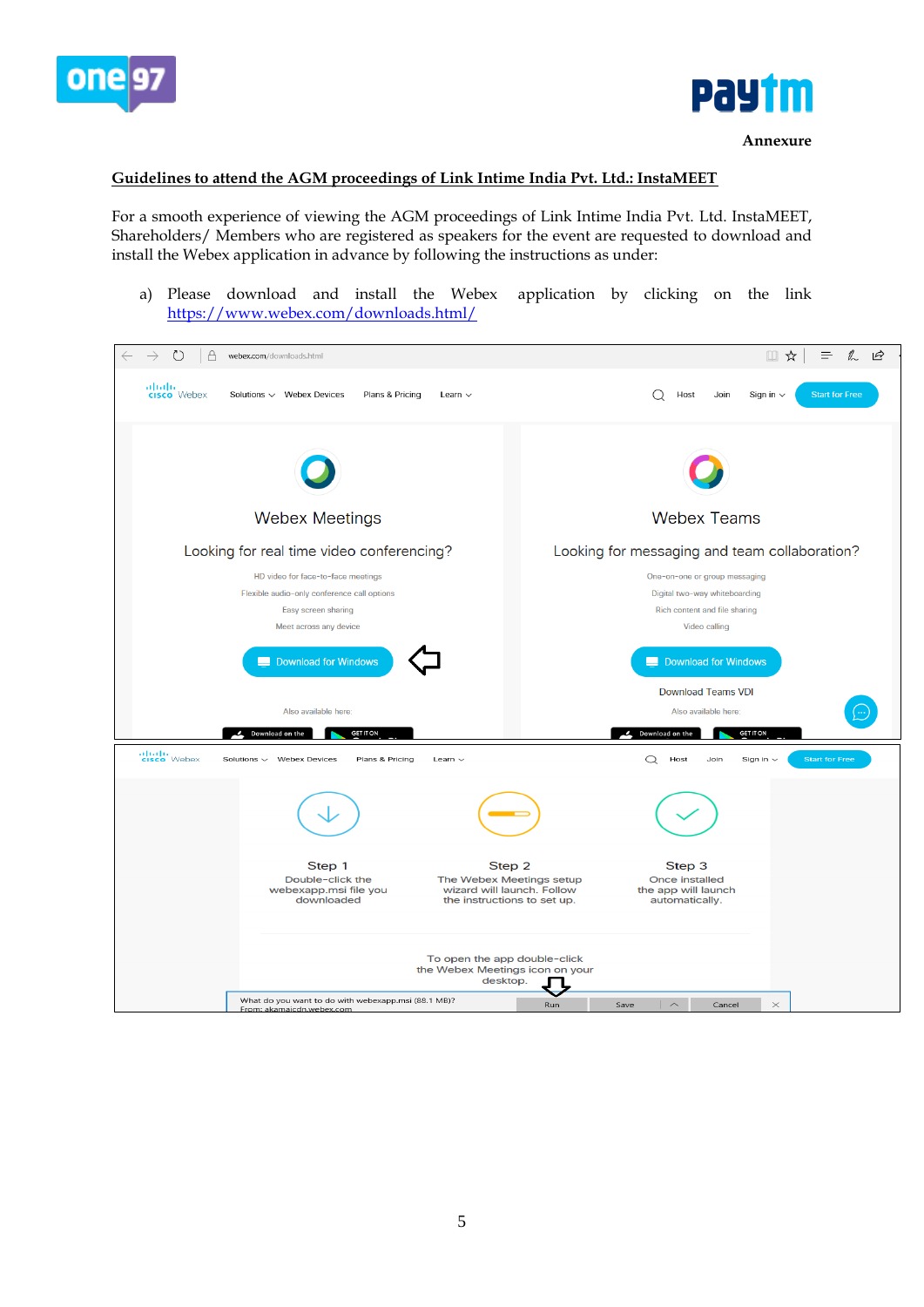**Annexure**

## Guidelines to attend the AGM proceedings of Link Intime India Pvt. Ltd.: InstaMEET

For a smooth experience of viewing the AGM proceedings of Link Intime India Pvt. Ltd. InstaMEET, Shareholders/ Members who are registered as speakers for the event are requested to download and install the Webex application in advance by following the instructions as under:

a) Please download and install the Webex application by clicking on the link https://www.webex.com/downloads.html/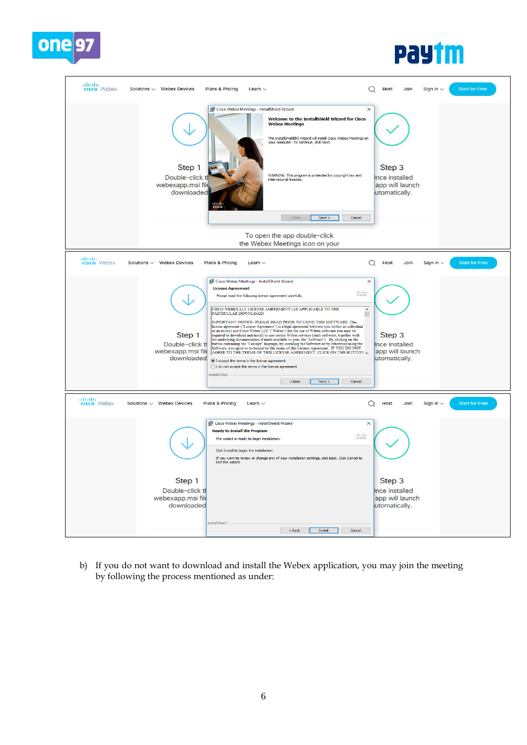b) If you do not want to download and install the Webex application, you may join the meeting by following the process mentioned as under: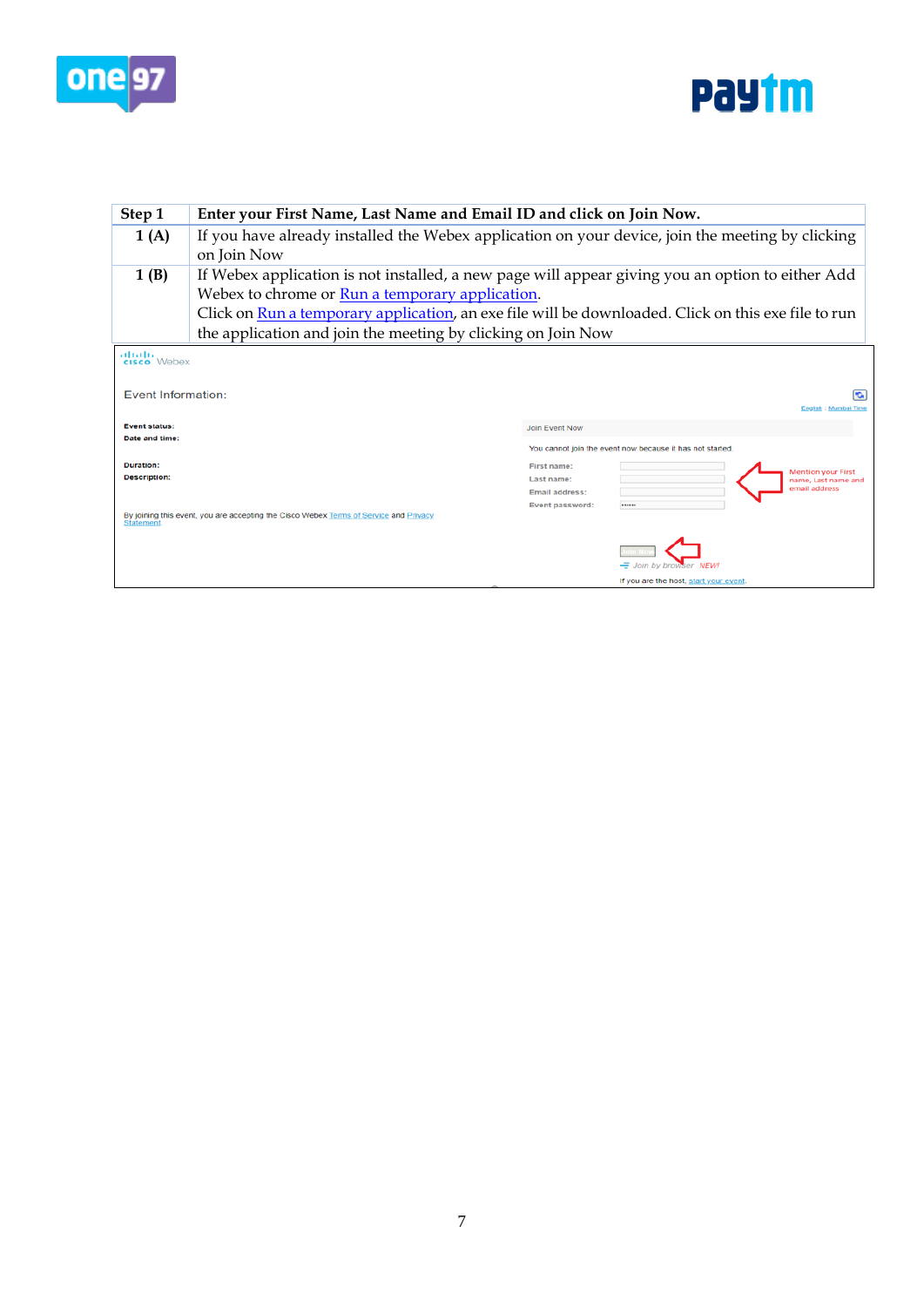| Step 1 | Enter your First Name, Last Name and Email ID and click on Join Now. |
|---|---|
| 1 (A) | If you have already installed the Webex application on your device, join the meeting by clicking on Join Now |
| 1 (B) | If Webex application is not installed, a new page will appear giving you an option to either Add Webex to chrome or Run a temporary application. Click on Run a temporary application, an exe file will be downloaded. Click on this exe file to run the application and join the meeting by clicking on Join Now |

cisco Webex

Event Information:

English : Mumbai Time

Event status:

Date and time:

Duration:

Description:

By joining this event, you are accepting the Cisco Webex Terms of Service and Privacy Statement.

Join Event Now

You cannot join the event now because it has not started.

First name:

Last name:

Email address:

Event password:

Mention your First name, Last name and email address

Join Now

Join by browser NEW!

If you are the host, start your event.